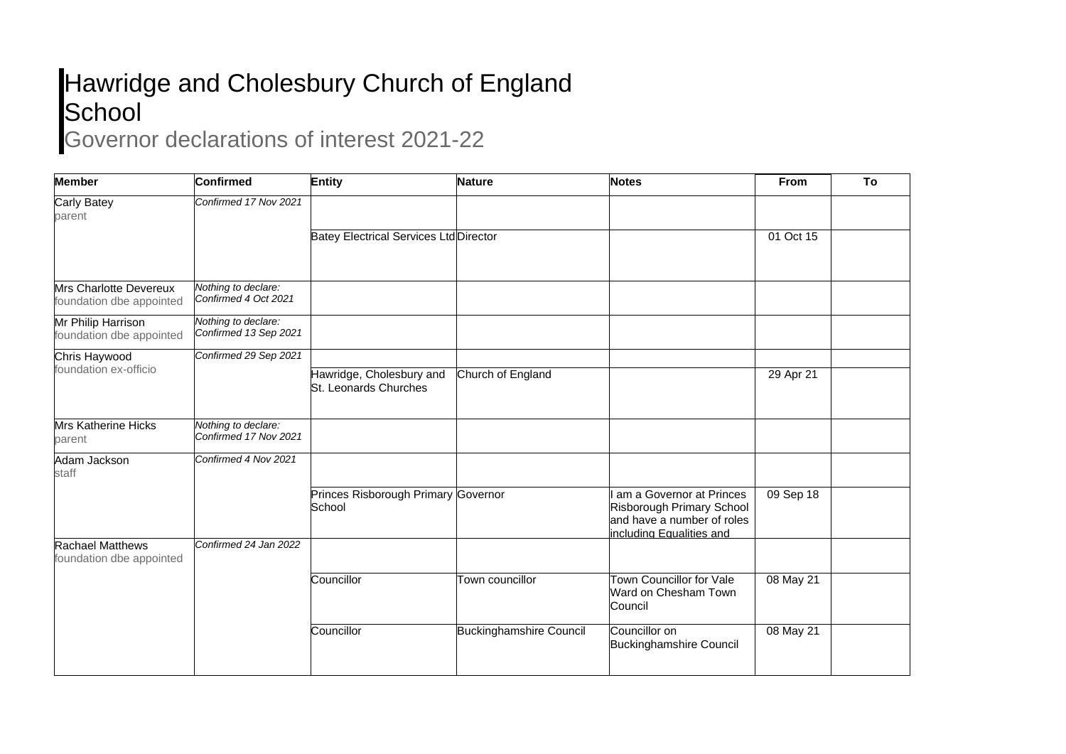# Hawridge and Cholesbury Church of England School

## Governor declarations of interest 2021-22

| Member | Confirmed | Entity | Nature | Notes | From | To |
|---|---|---|---|---|---|---|
| Carly Batey<br>parent | *Confirmed 17 Nov 2021* | | | | | |
| | | Batey Electrical Services Ltd | Director | | 01 Oct 15 | |
| Mrs Charlotte Devereux<br>foundation dbe appointed | *Nothing to declare: Confirmed 4 Oct 2021* | | | | | |
| Mr Philip Harrison<br>foundation dbe appointed | *Nothing to declare: Confirmed 13 Sep 2021* | | | | | |
| Chris Haywood<br>foundation ex-officio | *Confirmed 29 Sep 2021* | | | | | |
| | | Hawridge, Cholesbury and St. Leonards Churches | Church of England | | 29 Apr 21 | |
| Mrs Katherine Hicks<br>parent | *Nothing to declare: Confirmed 17 Nov 2021* | | | | | |
| Adam Jackson<br>staff | *Confirmed 4 Nov 2021* | | | | | |
| | | Princes Risborough Primary School | Governor | I am a Governor at Princes Risborough Primary School and have a number of roles including Equalities and | 09 Sep 18 | |
| Rachael Matthews<br>foundation dbe appointed | *Confirmed 24 Jan 2022* | | | | | |
| | | Councillor | Town councillor | Town Councillor for Vale Ward on Chesham Town Council | 08 May 21 | |
| | | Councillor | Buckinghamshire Council | Councillor on Buckinghamshire Council | 08 May 21 | |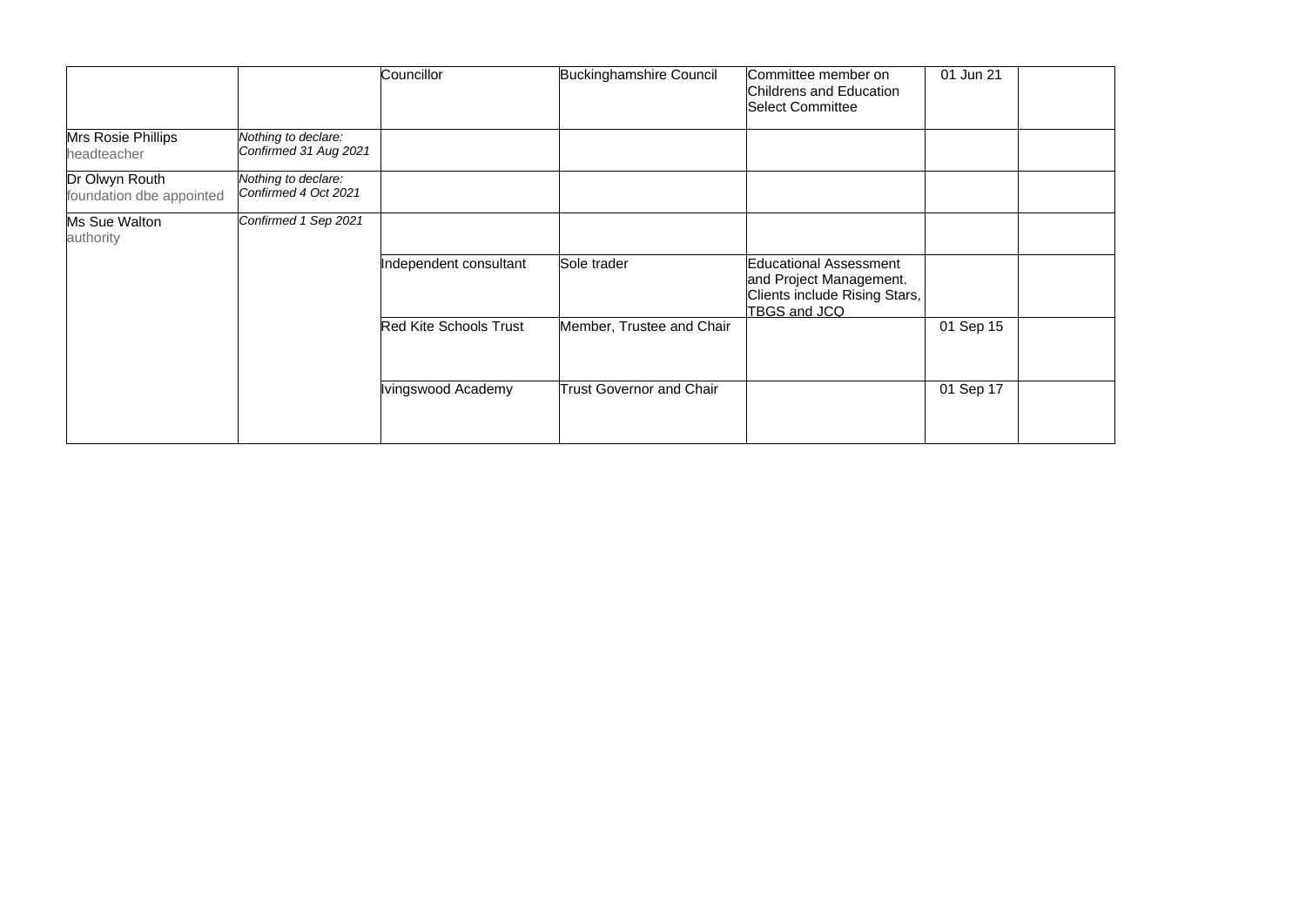| | | | | | | |
|---|---|---|---|---|---|---|
| | | Councillor | Buckinghamshire Council | Committee member on Childrens and Education Select Committee | 01 Jun 21 | |
| Mrs Rosie Phillips headteacher | *Nothing to declare: Confirmed 31 Aug 2021* | | | | | |
| Dr Olwyn Routh foundation dbe appointed | *Nothing to declare: Confirmed 4 Oct 2021* | | | | | |
| Ms Sue Walton authority | *Confirmed 1 Sep 2021* | | | | | |
| | | Independent consultant | Sole trader | Educational Assessment and Project Management. Clients include Rising Stars, TBGS and JCQ | | |
| | | Red Kite Schools Trust | Member, Trustee and Chair | | 01 Sep 15 | |
| | | Ivingswood Academy | Trust Governor and Chair | | 01 Sep 17 | |